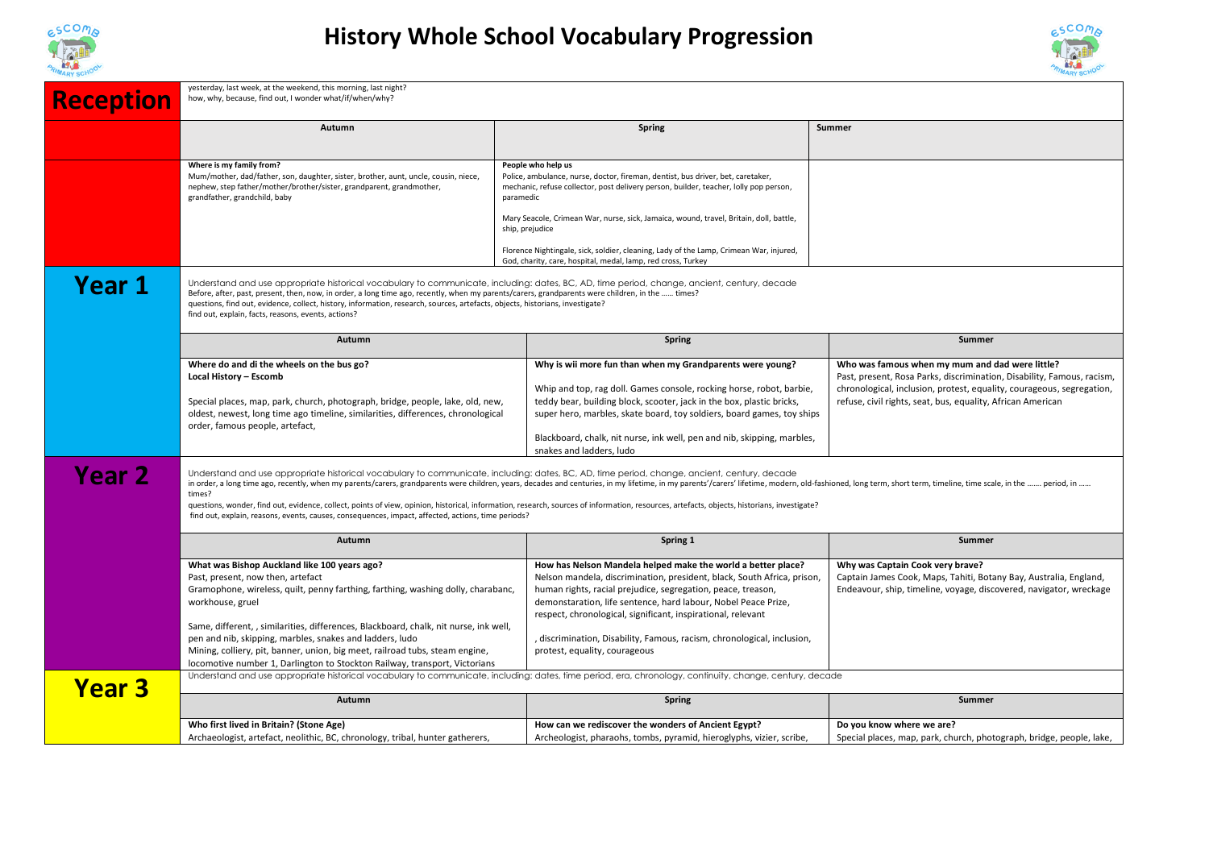# History Whole School Vocabulary Progression

## Reception

yesterday, last week, at the weekend, this morning, last night?
how, why, because, find out, I wonder what/if/when/why?

| Autumn | Spring | Summer |
|---|---|---|
| **Where is my family from?**<br>Mum/mother, dad/father, son, daughter, sister, brother, aunt, uncle, cousin, niece, nephew, step father/mother/brother/sister, grandparent, grandmother, grandfather, grandchild, baby | **People who help us**<br>Police, ambulance, nurse, doctor, fireman, dentist, bus driver, bet, caretaker, mechanic, refuse collector, post delivery person, builder, teacher, lolly pop person, paramedic<br><br>Mary Seacole, Crimean War, nurse, sick, Jamaica, wound, travel, Britain, doll, battle, ship, prejudice<br><br>Florence Nightingale, sick, soldier, cleaning, Lady of the Lamp, Crimean War, injured, God, charity, care, hospital, medal, lamp, red cross, Turkey | |

## Year 1

Understand and use appropriate historical vocabulary to communicate, including: dates, BC, AD, time period, change, ancient, century, decade
Before, after, past, present, then, now, in order, a long time ago, recently, when my parents/carers, grandparents were children, in the …… times?
questions, find out, evidence, collect, history, information, research, sources, artefacts, objects, historians, investigate?
find out, explain, facts, reasons, events, actions?

| Autumn | Spring | Summer |
|---|---|---|
| **Where do and di the wheels on the bus go?**<br>**Local History – Escomb**<br><br>Special places, map, park, church, photograph, bridge, people, lake, old, new, oldest, newest, long time ago timeline, similarities, differences, chronological order, famous people, artefact, | **Why is wii more fun than when my Grandparents were young?**<br><br>Whip and top, rag doll. Games console, rocking horse, robot, barbie, teddy bear, building block, scooter, jack in the box, plastic bricks, super hero, marbles, skate board, toy soldiers, board games, toy ships<br><br>Blackboard, chalk, nit nurse, ink well, pen and nib, skipping, marbles, snakes and ladders, ludo | **Who was famous when my mum and dad were little?**<br>Past, present, Rosa Parks, discrimination, Disability, Famous, racism, chronological, inclusion, protest, equality, courageous, segregation, refuse, civil rights, seat, bus, equality, African American |

## Year 2

Understand and use appropriate historical vocabulary to communicate, including: dates, BC, AD, time period, change, ancient, century, decade
in order, a long time ago, recently, when my parents/carers, grandparents were children, years, decades and centuries, in my lifetime, in my parents'/carers' lifetime, modern, old-fashioned, long term, short term, timeline, time scale, in the ……. period, in …… times?
questions, wonder, find out, evidence, collect, points of view, opinion, historical, information, research, sources of information, resources, artefacts, objects, historians, investigate?
find out, explain, reasons, events, causes, consequences, impact, affected, actions, time periods?

| Autumn | Spring 1 | Summer |
|---|---|---|
| **What was Bishop Auckland like 100 years ago?**<br>Past, present, now then, artefact<br>Gramophone, wireless, quilt, penny farthing, farthing, washing dolly, charabanc, workhouse, gruel<br><br>Same, different, , similarities, differences, Blackboard, chalk, nit nurse, ink well, pen and nib, skipping, marbles, snakes and ladders, ludo<br>Mining, colliery, pit, banner, union, big meet, railroad tubs, steam engine, locomotive number 1, Darlington to Stockton Railway, transport, Victorians | **How has Nelson Mandela helped make the world a better place?**<br>Nelson mandela, discrimination, president, black, South Africa, prison, human rights, racial prejudice, segregation, peace, treason, demonstaration, life sentence, hard labour, Nobel Peace Prize, respect, chronological, significant, inspirational, relevant<br><br>, discrimination, Disability, Famous, racism, chronological, inclusion, protest, equality, courageous | **Why was Captain Cook very brave?**<br>Captain James Cook, Maps, Tahiti, Botany Bay, Australia, England, Endeavour, ship, timeline, voyage, discovered, navigator, wreckage |

## Year 3

Understand and use appropriate historical vocabulary to communicate, including: dates, time period, era, chronology, continuity, change, century, decade

| Autumn | Spring | Summer |
|---|---|---|
| **Who first lived in Britain? (Stone Age)**<br>Archaeologist, artefact, neolithic, BC, chronology, tribal, hunter gatherers, | **How can we rediscover the wonders of Ancient Egypt?**<br>Archeologist, pharaohs, tombs, pyramid, hieroglyphs, vizier, scribe, | **Do you know where we are?**<br>Special places, map, park, church, photograph, bridge, people, lake, |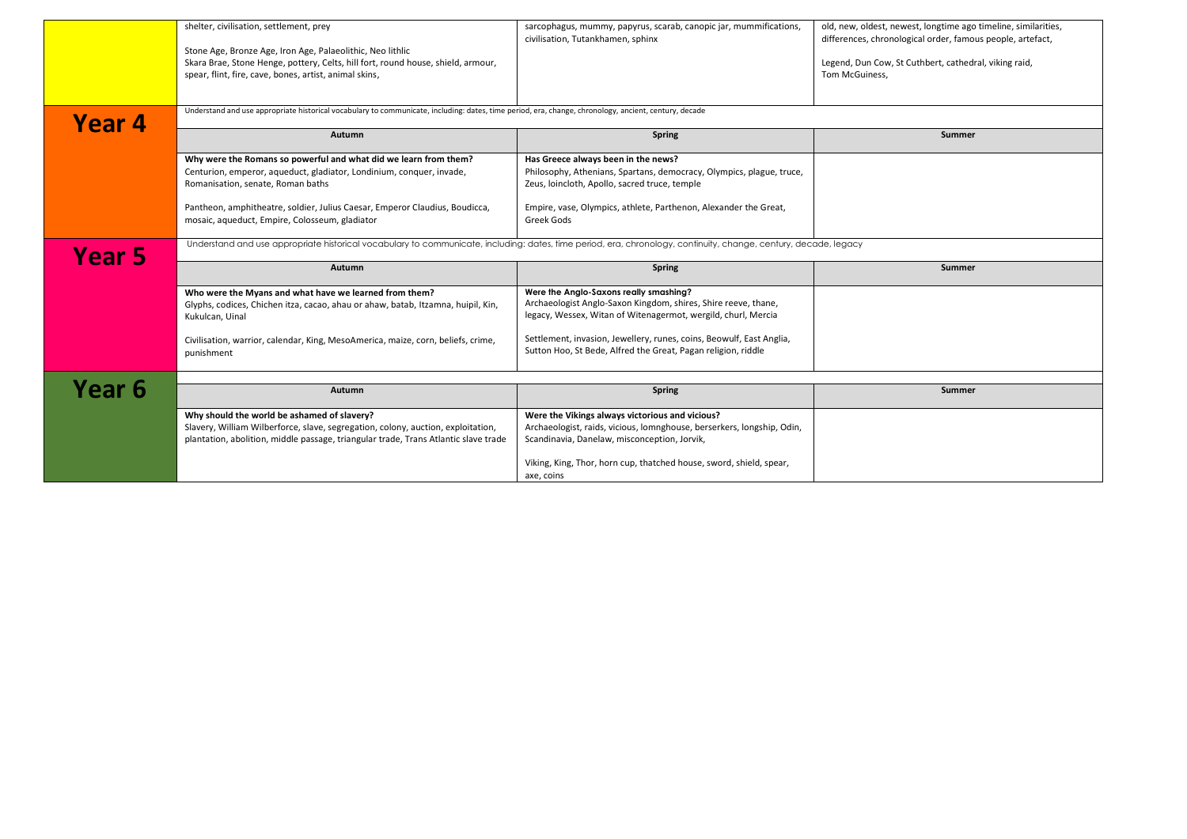| | | | |
|---|---|---|---|
| | shelter, civilisation, settlement, prey<br><br>Stone Age, Bronze Age, Iron Age, Palaeolithic, Neo lithlic<br>Skara Brae, Stone Henge, pottery, Celts, hill fort, round house, shield, armour, spear, flint, fire, cave, bones, artist, animal skins, | sarcophagus, mummy, papyrus, scarab, canopic jar, mummifications, civilisation, Tutankhamen, sphinx | old, new, oldest, newest, longtime ago timeline, similarities, differences, chronological order, famous people, artefact,<br><br>Legend, Dun Cow, St Cuthbert, cathedral, viking raid, Tom McGuiness, |
| **Year 4** | Understand and use appropriate historical vocabulary to communicate, including: dates, time period, era, change, chronology, ancient, century, decade | | |
| | **Autumn** | **Spring** | **Summer** |
| | **Why were the Romans so powerful and what did we learn from them?**<br>Centurion, emperor, aqueduct, gladiator, Londinium, conquer, invade, Romanisation, senate, Roman baths<br><br>Pantheon, amphitheatre, soldier, Julius Caesar, Emperor Claudius, Boudicca, mosaic, aqueduct, Empire, Colosseum, gladiator | **Has Greece always been in the news?**<br>Philosophy, Athenians, Spartans, democracy, Olympics, plague, truce, Zeus, loincloth, Apollo, sacred truce, temple<br><br>Empire, vase, Olympics, athlete, Parthenon, Alexander the Great, Greek Gods | |
| **Year 5** | Understand and use appropriate historical vocabulary to communicate, including: dates, time period, era, chronology, continuity, change, century, decade, legacy | | |
| | **Autumn** | **Spring** | **Summer** |
| | **Who were the Myans and what have we learned from them?**<br>Glyphs, codices, Chichen itza, cacao, ahau or ahaw, batab, Itzamna, huipil, Kin, Kukulcan, Uinal<br><br>Civilisation, warrior, calendar, King, MesoAmerica, maize, corn, beliefs, crime, punishment | **Were the Anglo-Saxons really smashing?**<br>Archaeologist Anglo-Saxon Kingdom, shires, Shire reeve, thane, legacy, Wessex, Witan of Witenagermot, wergild, churl, Mercia<br><br>Settlement, invasion, Jewellery, runes, coins, Beowulf, East Anglia, Sutton Hoo, St Bede, Alfred the Great, Pagan religion, riddle | |
| **Year 6** | | | |
| | **Autumn** | **Spring** | **Summer** |
| | **Why should the world be ashamed of slavery?**<br>Slavery, William Wilberforce, slave, segregation, colony, auction, exploitation, plantation, abolition, middle passage, triangular trade, Trans Atlantic slave trade | **Were the Vikings always victorious and vicious?**<br>Archaeologist, raids, vicious, lomnghouse, berserkers, longship, Odin, Scandinavia, Danelaw, misconception, Jorvik,<br><br>Viking, King, Thor, horn cup, thatched house, sword, shield, spear, axe, coins | |